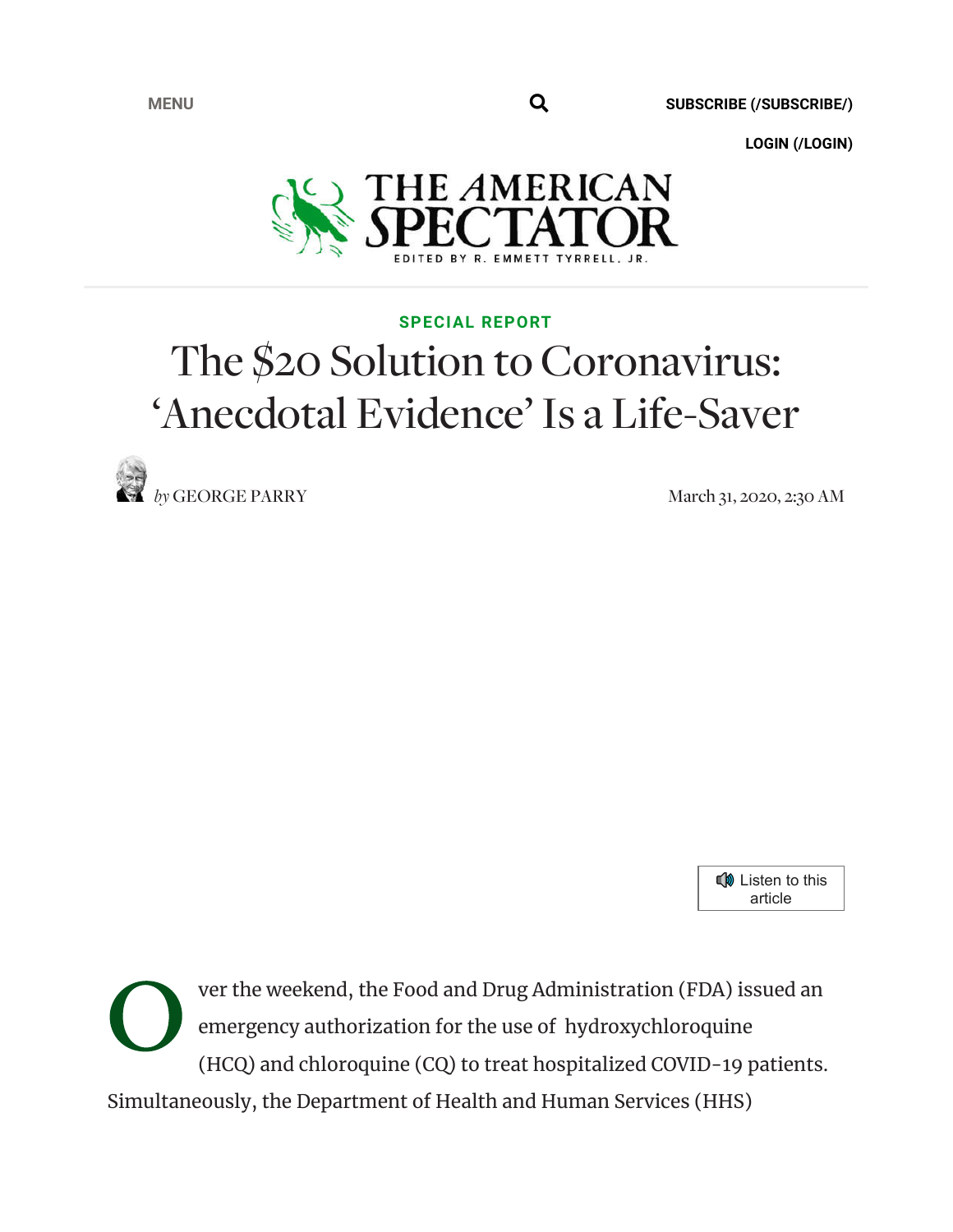SPECIAL REPORT

# The $20 Solution to Coronavirus: 'Anecdotal Evidence' Is a Life-Saver

*by* GEORGE PARRY

March 31, 2020, 2:30 AM

Over the weekend, the Food and Drug Administration (FDA) issued an emergency authorization for the use of hydroxychloroquine (HCQ) and chloroquine (CQ) to treat hospitalized COVID-19 patients. Simultaneously, the Department of Health and Human Services (HHS)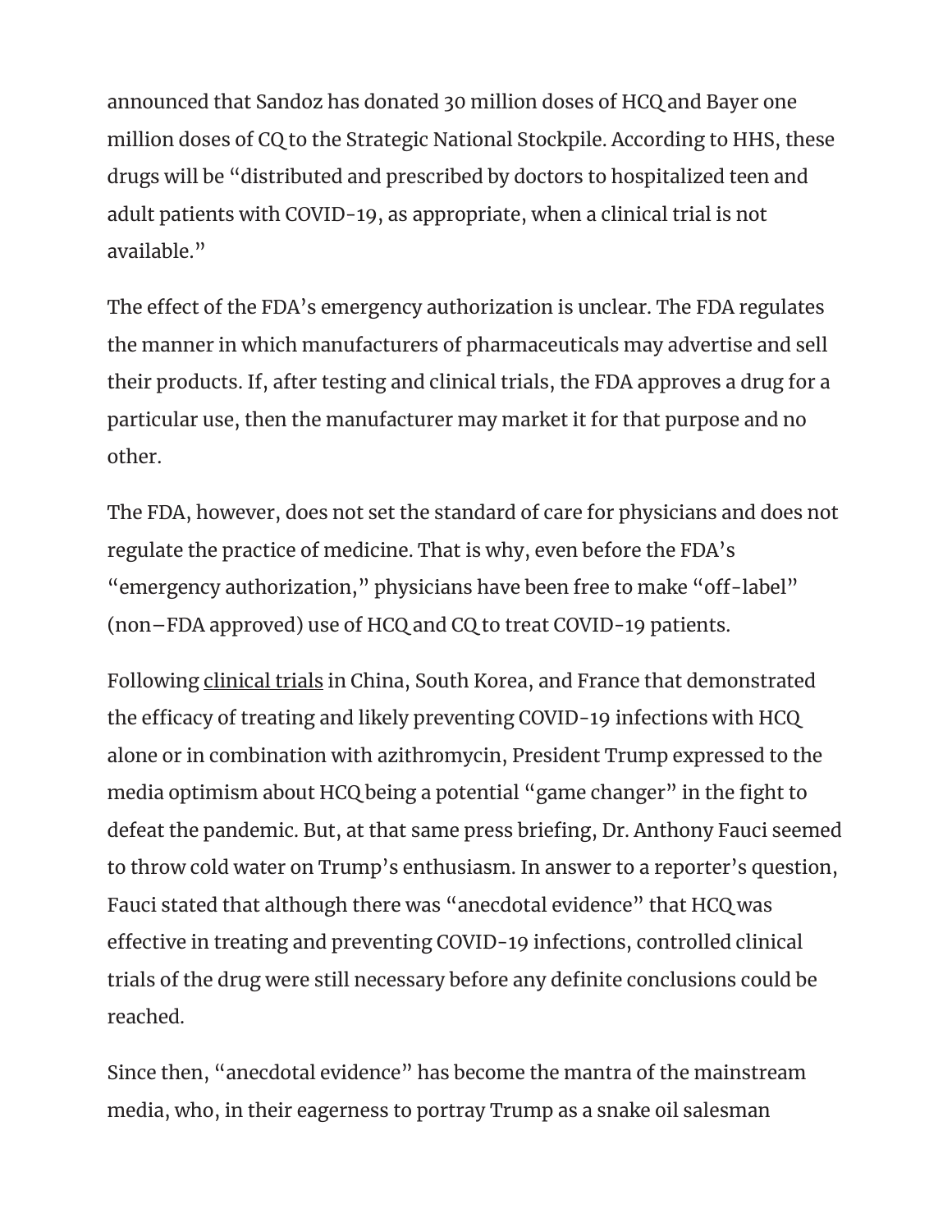announced that Sandoz has donated 30 million doses of HCQ and Bayer one million doses of CQ to the Strategic National Stockpile. According to HHS, these drugs will be "distributed and prescribed by doctors to hospitalized teen and adult patients with COVID-19, as appropriate, when a clinical trial is not available."

The effect of the FDA's emergency authorization is unclear. The FDA regulates the manner in which manufacturers of pharmaceuticals may advertise and sell their products. If, after testing and clinical trials, the FDA approves a drug for a particular use, then the manufacturer may market it for that purpose and no other.

The FDA, however, does not set the standard of care for physicians and does not regulate the practice of medicine. That is why, even before the FDA's "emergency authorization," physicians have been free to make "off-label" (non–FDA approved) use of HCQ and CQ to treat COVID-19 patients.

Following clinical trials in China, South Korea, and France that demonstrated the efficacy of treating and likely preventing COVID-19 infections with HCQ alone or in combination with azithromycin, President Trump expressed to the media optimism about HCQ being a potential "game changer" in the fight to defeat the pandemic. But, at that same press briefing, Dr. Anthony Fauci seemed to throw cold water on Trump's enthusiasm. In answer to a reporter's question, Fauci stated that although there was "anecdotal evidence" that HCQ was effective in treating and preventing COVID-19 infections, controlled clinical trials of the drug were still necessary before any definite conclusions could be reached.

Since then, "anecdotal evidence" has become the mantra of the mainstream media, who, in their eagerness to portray Trump as a snake oil salesman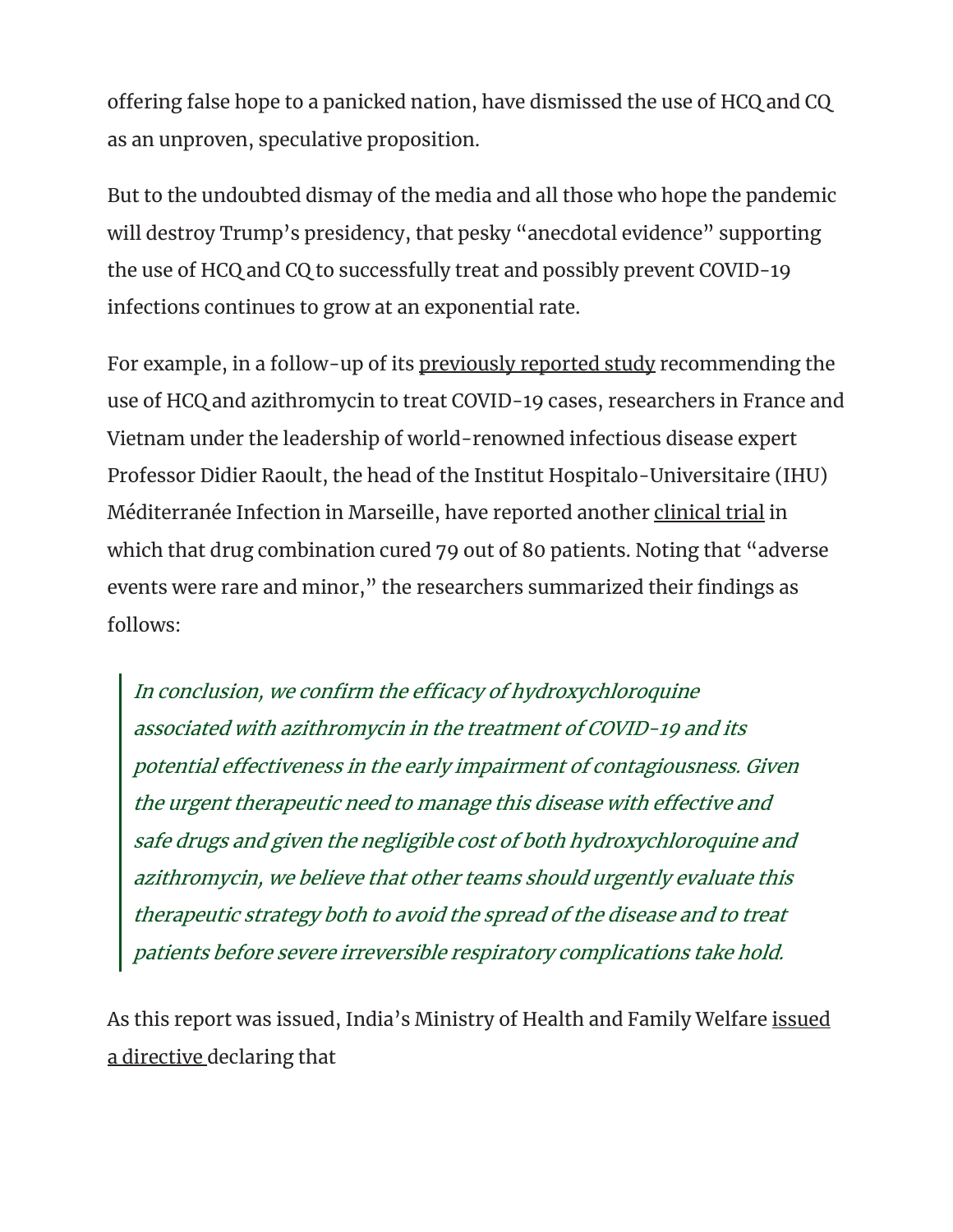offering false hope to a panicked nation, have dismissed the use of HCQ and CQ as an unproven, speculative proposition.

But to the undoubted dismay of the media and all those who hope the pandemic will destroy Trump's presidency, that pesky "anecdotal evidence" supporting the use of HCQ and CQ to successfully treat and possibly prevent COVID-19 infections continues to grow at an exponential rate.

For example, in a follow-up of its previously reported study recommending the use of HCQ and azithromycin to treat COVID-19 cases, researchers in France and Vietnam under the leadership of world-renowned infectious disease expert Professor Didier Raoult, the head of the Institut Hospitalo-Universitaire (IHU) Méditerranée Infection in Marseille, have reported another clinical trial in which that drug combination cured 79 out of 80 patients. Noting that "adverse events were rare and minor," the researchers summarized their findings as follows:

> *In conclusion, we confirm the efficacy of hydroxychloroquine associated with azithromycin in the treatment of COVID-19 and its potential effectiveness in the early impairment of contagiousness. Given the urgent therapeutic need to manage this disease with effective and safe drugs and given the negligible cost of both hydroxychloroquine and azithromycin, we believe that other teams should urgently evaluate this therapeutic strategy both to avoid the spread of the disease and to treat patients before severe irreversible respiratory complications take hold.*

As this report was issued, India's Ministry of Health and Family Welfare issued a directive declaring that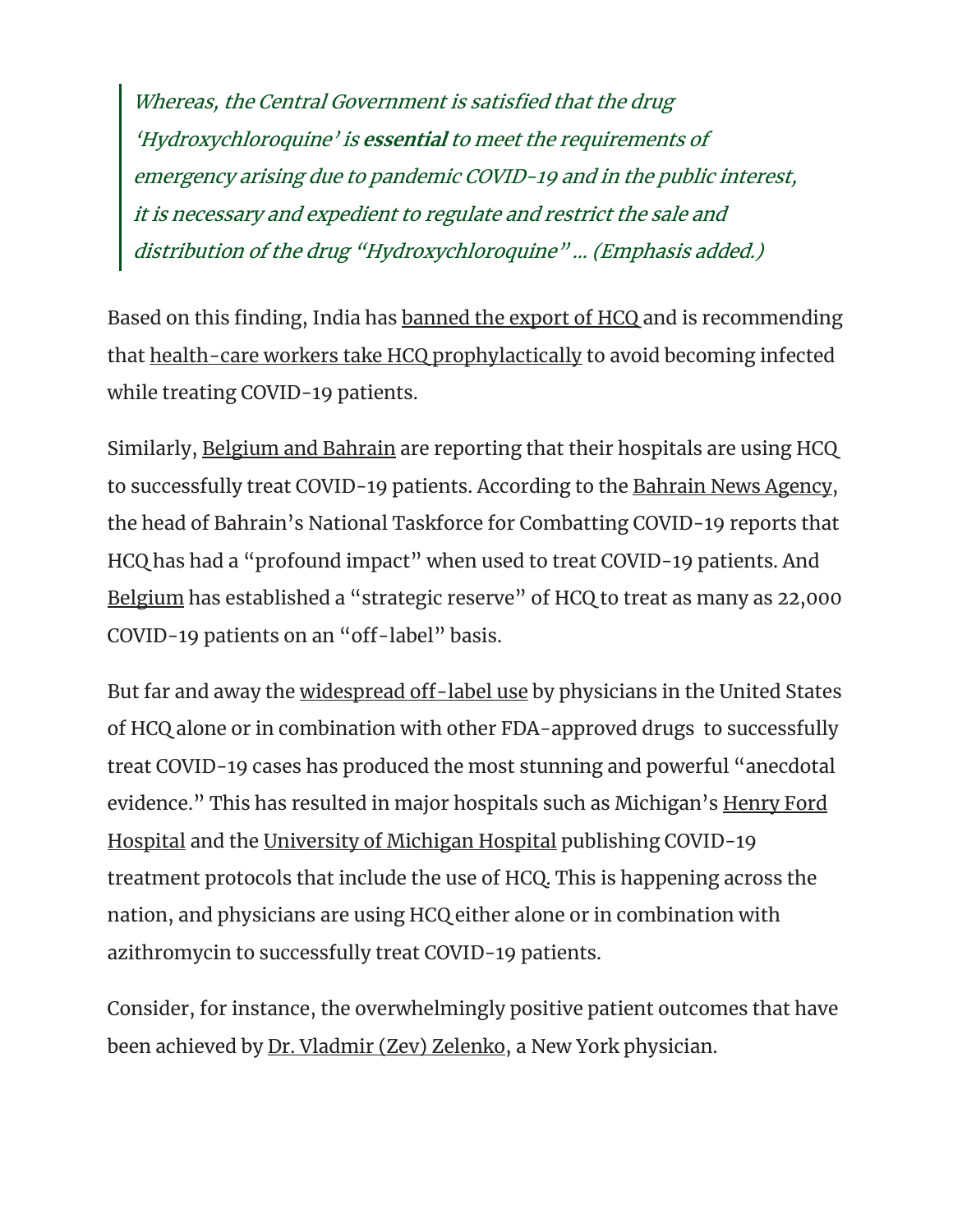> *Whereas, the Central Government is satisfied that the drug 'Hydroxychloroquine' is* ***essential*** *to meet the requirements of emergency arising due to pandemic COVID-19 and in the public interest, it is necessary and expedient to regulate and restrict the sale and distribution of the drug "Hydroxychloroquine" ... (Emphasis added.)*

Based on this finding, India has banned the export of HCQ and is recommending that health-care workers take HCQ prophylactically to avoid becoming infected while treating COVID-19 patients.

Similarly, Belgium and Bahrain are reporting that their hospitals are using HCQ to successfully treat COVID-19 patients. According to the Bahrain News Agency, the head of Bahrain's National Taskforce for Combatting COVID-19 reports that HCQ has had a "profound impact" when used to treat COVID-19 patients. And Belgium has established a "strategic reserve" of HCQ to treat as many as 22,000 COVID-19 patients on an "off-label" basis.

But far and away the widespread off-label use by physicians in the United States of HCQ alone or in combination with other FDA-approved drugs to successfully treat COVID-19 cases has produced the most stunning and powerful "anecdotal evidence." This has resulted in major hospitals such as Michigan's Henry Ford Hospital and the University of Michigan Hospital publishing COVID-19 treatment protocols that include the use of HCQ. This is happening across the nation, and physicians are using HCQ either alone or in combination with azithromycin to successfully treat COVID-19 patients.

Consider, for instance, the overwhelmingly positive patient outcomes that have been achieved by Dr. Vladmir (Zev) Zelenko, a New York physician.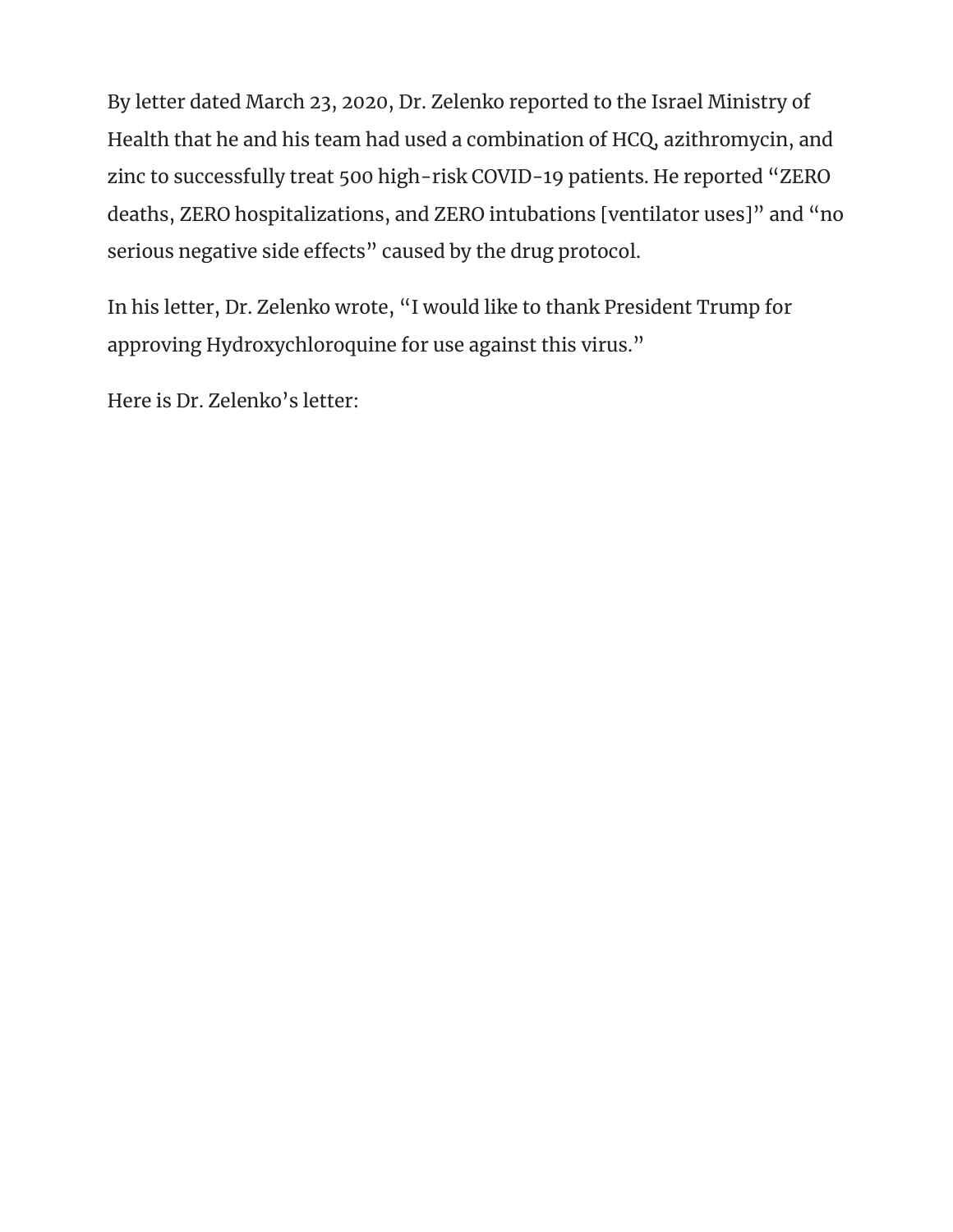By letter dated March 23, 2020, Dr. Zelenko reported to the Israel Ministry of Health that he and his team had used a combination of HCQ, azithromycin, and zinc to successfully treat 500 high-risk COVID-19 patients. He reported "ZERO deaths, ZERO hospitalizations, and ZERO intubations [ventilator uses]" and "no serious negative side effects" caused by the drug protocol.

In his letter, Dr. Zelenko wrote, "I would like to thank President Trump for approving Hydroxychloroquine for use against this virus."

Here is Dr. Zelenko's letter: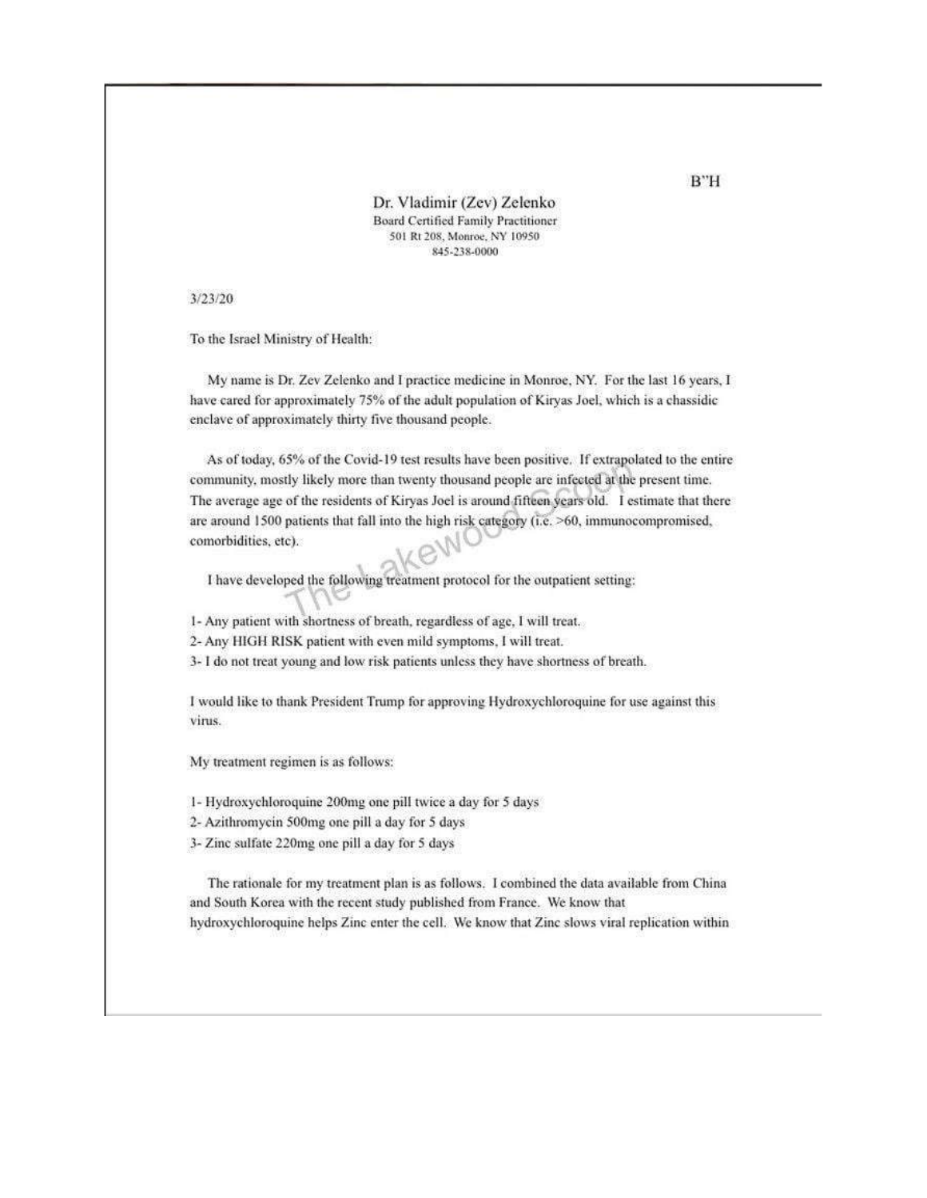B"H

Dr. Vladimir (Zev) Zelenko
Board Certified Family Practitioner
501 Rt 208, Monroe, NY 10950
845-238-0000

3/23/20

To the Israel Ministry of Health:

My name is Dr. Zev Zelenko and I practice medicine in Monroe, NY. For the last 16 years, I have cared for approximately 75% of the adult population of Kiryas Joel, which is a chassidic enclave of approximately thirty five thousand people.

As of today, 65% of the Covid-19 test results have been positive. If extrapolated to the entire community, mostly likely more than twenty thousand people are infected at the present time. The average age of the residents of Kiryas Joel is around fifteen years old. I estimate that there are around 1500 patients that fall into the high risk category (i.e. >60, immunocompromised, comorbidities, etc).

I have developed the following treatment protocol for the outpatient setting:

1- Any patient with shortness of breath, regardless of age, I will treat.
2- Any HIGH RISK patient with even mild symptoms, I will treat.
3- I do not treat young and low risk patients unless they have shortness of breath.

I would like to thank President Trump for approving Hydroxychloroquine for use against this virus.

My treatment regimen is as follows:

1- Hydroxychloroquine 200mg one pill twice a day for 5 days
2- Azithromycin 500mg one pill a day for 5 days
3- Zinc sulfate 220mg one pill a day for 5 days

The rationale for my treatment plan is as follows. I combined the data available from China and South Korea with the recent study published from France. We know that hydroxychloroquine helps Zinc enter the cell. We know that Zinc slows viral replication within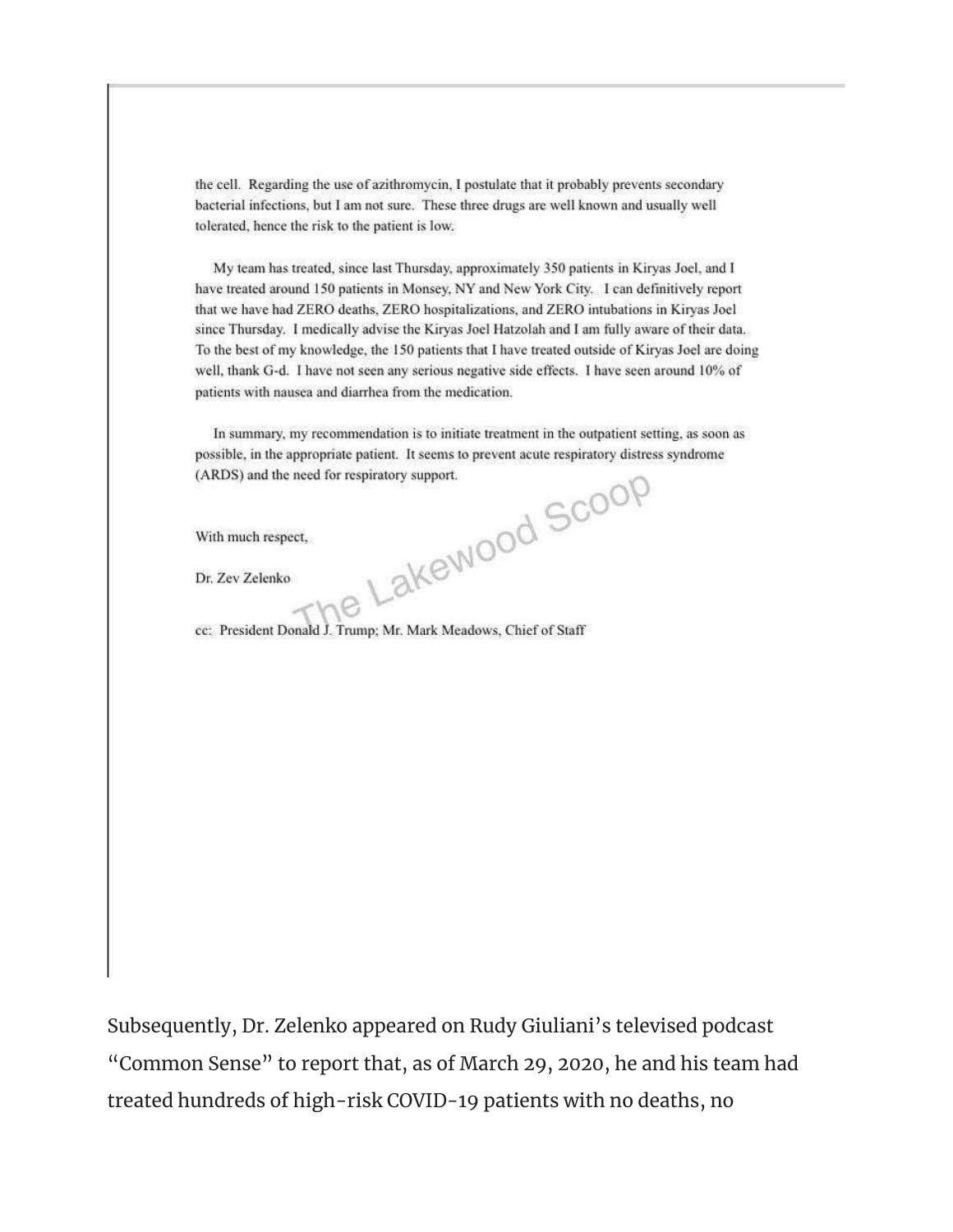the cell. Regarding the use of azithromycin, I postulate that it probably prevents secondary bacterial infections, but I am not sure. These three drugs are well known and usually well tolerated, hence the risk to the patient is low.

My team has treated, since last Thursday, approximately 350 patients in Kiryas Joel, and I have treated around 150 patients in Monsey, NY and New York City. I can definitively report that we have had ZERO deaths, ZERO hospitalizations, and ZERO intubations in Kiryas Joel since Thursday. I medically advise the Kiryas Joel Hatzolah and I am fully aware of their data. To the best of my knowledge, the 150 patients that I have treated outside of Kiryas Joel are doing well, thank G-d. I have not seen any serious negative side effects. I have seen around 10% of patients with nausea and diarrhea from the medication.

In summary, my recommendation is to initiate treatment in the outpatient setting, as soon as possible, in the appropriate patient. It seems to prevent acute respiratory distress syndrome (ARDS) and the need for respiratory support.

With much respect,

Dr. Zev Zelenko

cc: President Donald J. Trump; Mr. Mark Meadows, Chief of Staff

The Lakewood Scoop

Subsequently, Dr. Zelenko appeared on Rudy Giuliani's televised podcast "Common Sense" to report that, as of March 29, 2020, he and his team had treated hundreds of high-risk COVID-19 patients with no deaths, no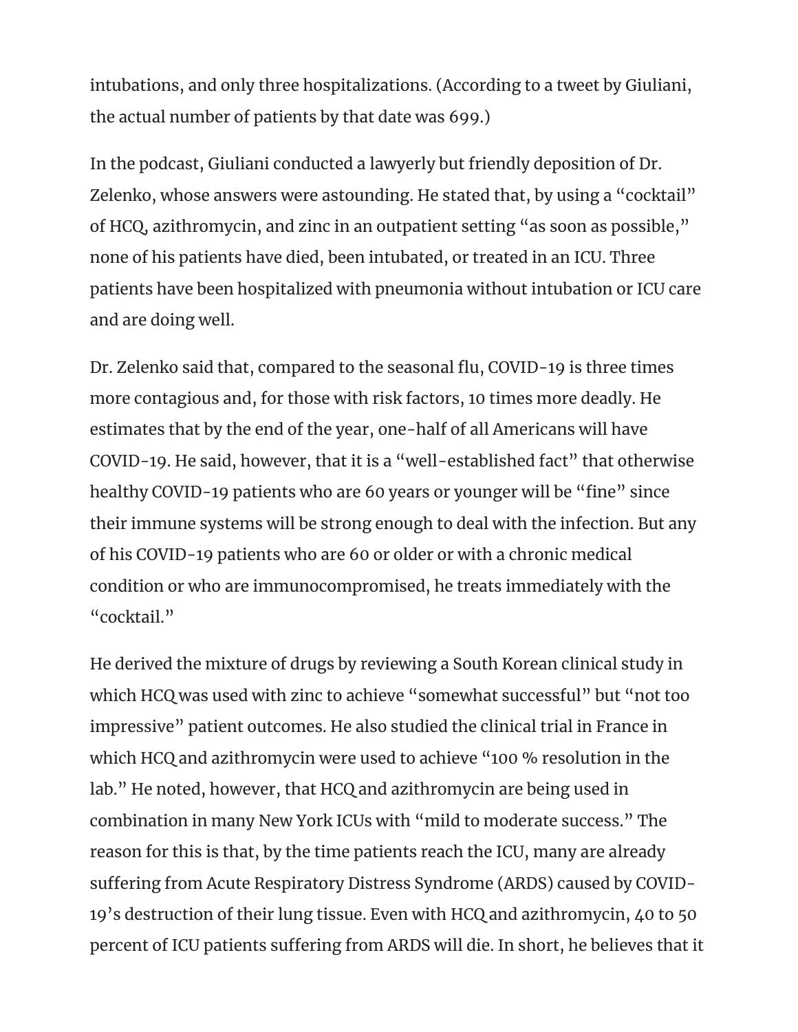intubations, and only three hospitalizations. (According to a tweet by Giuliani, the actual number of patients by that date was 699.)

In the podcast, Giuliani conducted a lawyerly but friendly deposition of Dr. Zelenko, whose answers were astounding. He stated that, by using a "cocktail" of HCQ, azithromycin, and zinc in an outpatient setting "as soon as possible," none of his patients have died, been intubated, or treated in an ICU. Three patients have been hospitalized with pneumonia without intubation or ICU care and are doing well.

Dr. Zelenko said that, compared to the seasonal flu, COVID-19 is three times more contagious and, for those with risk factors, 10 times more deadly. He estimates that by the end of the year, one-half of all Americans will have COVID-19. He said, however, that it is a "well-established fact" that otherwise healthy COVID-19 patients who are 60 years or younger will be "fine" since their immune systems will be strong enough to deal with the infection. But any of his COVID-19 patients who are 60 or older or with a chronic medical condition or who are immunocompromised, he treats immediately with the "cocktail."

He derived the mixture of drugs by reviewing a South Korean clinical study in which HCQ was used with zinc to achieve "somewhat successful" but "not too impressive" patient outcomes. He also studied the clinical trial in France in which HCQ and azithromycin were used to achieve "100 % resolution in the lab." He noted, however, that HCQ and azithromycin are being used in combination in many New York ICUs with "mild to moderate success." The reason for this is that, by the time patients reach the ICU, many are already suffering from Acute Respiratory Distress Syndrome (ARDS) caused by COVID-19's destruction of their lung tissue. Even with HCQ and azithromycin, 40 to 50 percent of ICU patients suffering from ARDS will die. In short, he believes that it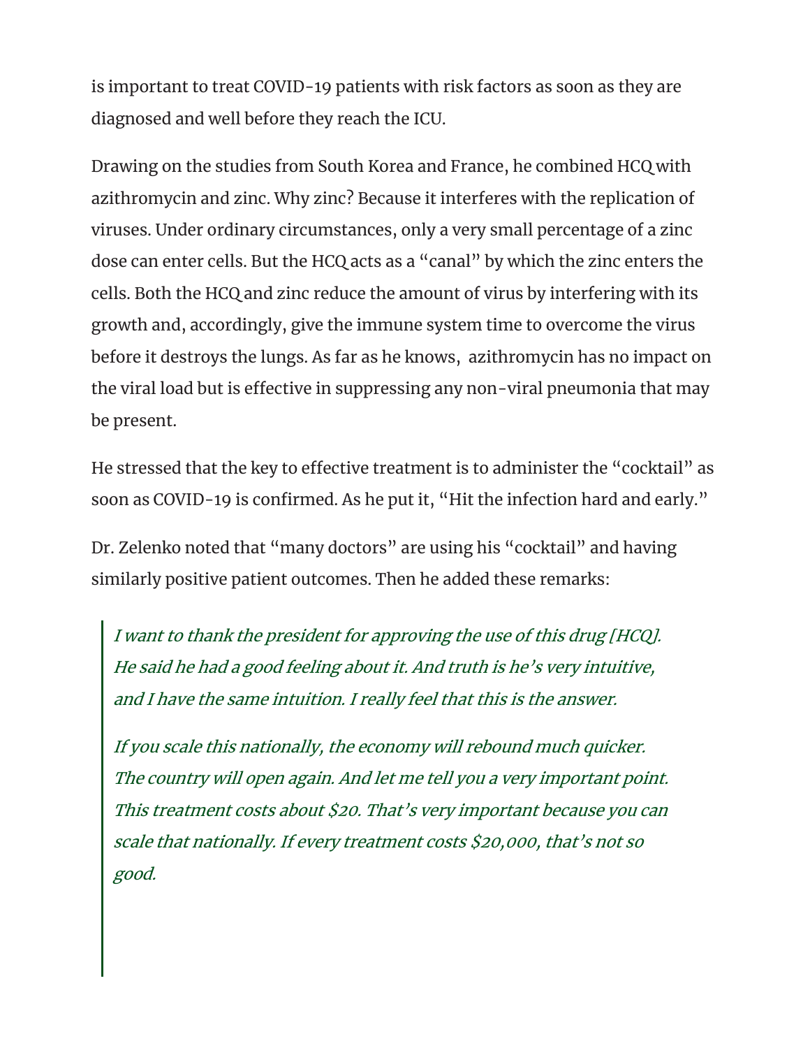is important to treat COVID-19 patients with risk factors as soon as they are diagnosed and well before they reach the ICU.

Drawing on the studies from South Korea and France, he combined HCQ with azithromycin and zinc. Why zinc? Because it interferes with the replication of viruses. Under ordinary circumstances, only a very small percentage of a zinc dose can enter cells. But the HCQ acts as a "canal" by which the zinc enters the cells. Both the HCQ and zinc reduce the amount of virus by interfering with its growth and, accordingly, give the immune system time to overcome the virus before it destroys the lungs. As far as he knows, azithromycin has no impact on the viral load but is effective in suppressing any non-viral pneumonia that may be present.

He stressed that the key to effective treatment is to administer the "cocktail" as soon as COVID-19 is confirmed. As he put it, "Hit the infection hard and early."

Dr. Zelenko noted that "many doctors" are using his "cocktail" and having similarly positive patient outcomes. Then he added these remarks:

> *I want to thank the president for approving the use of this drug [HCQ]. He said he had a good feeling about it. And truth is he's very intuitive, and I have the same intuition. I really feel that this is the answer.*
>
> *If you scale this nationally, the economy will rebound much quicker. The country will open again. And let me tell you a very important point. This treatment costs about $20. That's very important because you can scale that nationally. If every treatment costs $20,000, that's not so good.*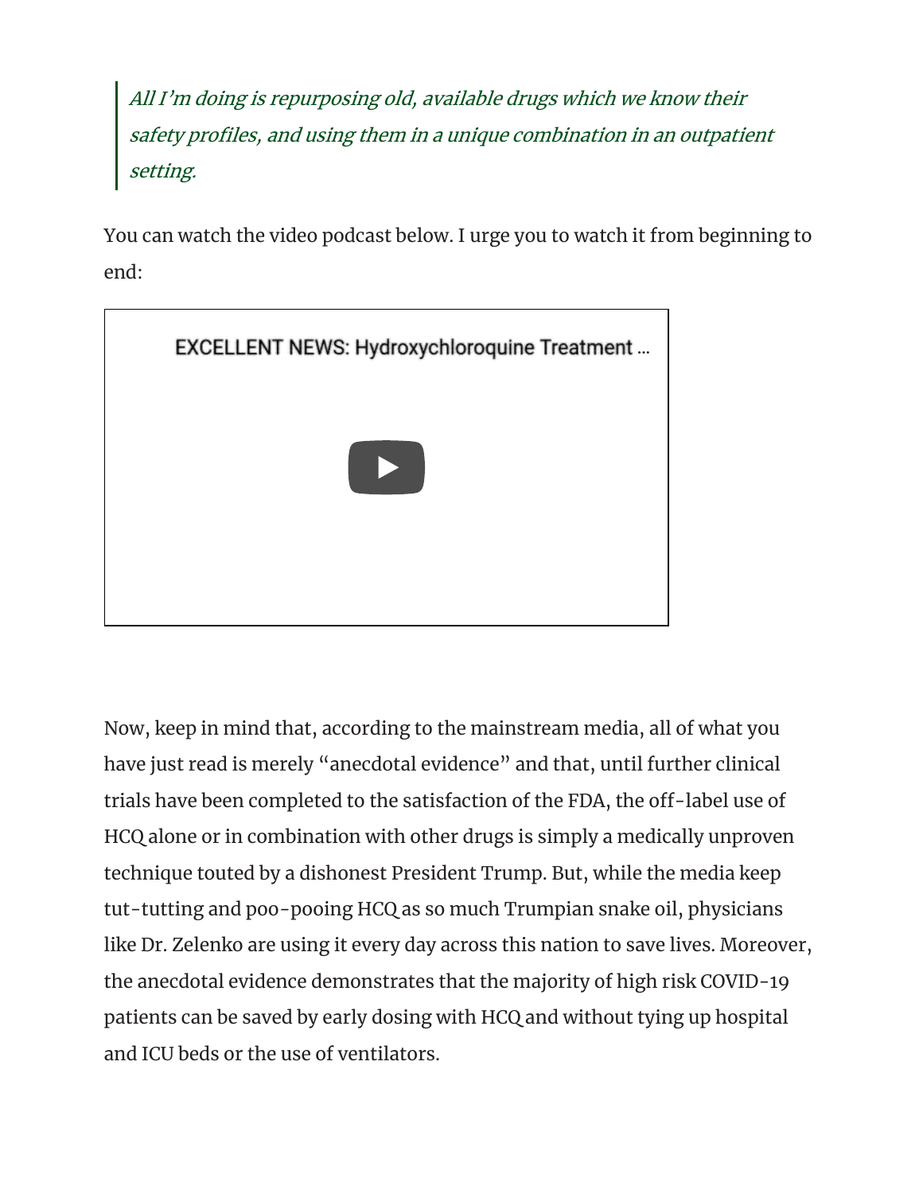> *All I'm doing is repurposing old, available drugs which we know their safety profiles, and using them in a unique combination in an outpatient setting.*

You can watch the video podcast below. I urge you to watch it from beginning to end:

EXCELLENT NEWS: Hydroxychloroquine Treatment ...

Now, keep in mind that, according to the mainstream media, all of what you have just read is merely "anecdotal evidence" and that, until further clinical trials have been completed to the satisfaction of the FDA, the off-label use of HCQ alone or in combination with other drugs is simply a medically unproven technique touted by a dishonest President Trump. But, while the media keep tut-tutting and poo-pooing HCQ as so much Trumpian snake oil, physicians like Dr. Zelenko are using it every day across this nation to save lives. Moreover, the anecdotal evidence demonstrates that the majority of high risk COVID-19 patients can be saved by early dosing with HCQ and without tying up hospital and ICU beds or the use of ventilators.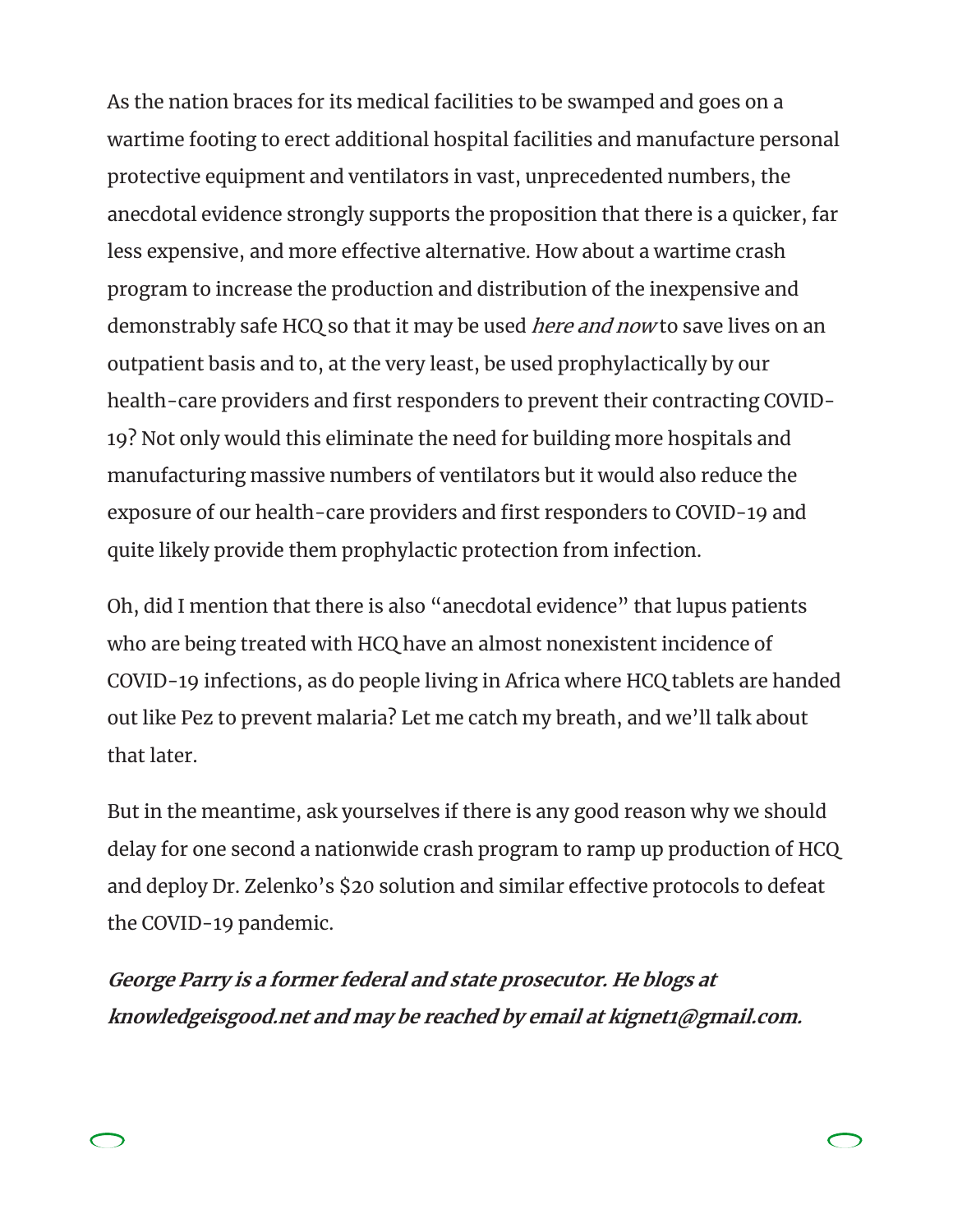As the nation braces for its medical facilities to be swamped and goes on a wartime footing to erect additional hospital facilities and manufacture personal protective equipment and ventilators in vast, unprecedented numbers, the anecdotal evidence strongly supports the proposition that there is a quicker, far less expensive, and more effective alternative. How about a wartime crash program to increase the production and distribution of the inexpensive and demonstrably safe HCQ so that it may be used *here and now* to save lives on an outpatient basis and to, at the very least, be used prophylactically by our health-care providers and first responders to prevent their contracting COVID-19? Not only would this eliminate the need for building more hospitals and manufacturing massive numbers of ventilators but it would also reduce the exposure of our health-care providers and first responders to COVID-19 and quite likely provide them prophylactic protection from infection.

Oh, did I mention that there is also "anecdotal evidence" that lupus patients who are being treated with HCQ have an almost nonexistent incidence of COVID-19 infections, as do people living in Africa where HCQ tablets are handed out like Pez to prevent malaria? Let me catch my breath, and we'll talk about that later.

But in the meantime, ask yourselves if there is any good reason why we should delay for one second a nationwide crash program to ramp up production of HCQ and deploy Dr. Zelenko's $20 solution and similar effective protocols to defeat the COVID-19 pandemic.

***George Parry is a former federal and state prosecutor. He blogs at knowledgeisgood.net and may be reached by email at kignet1@gmail.com.***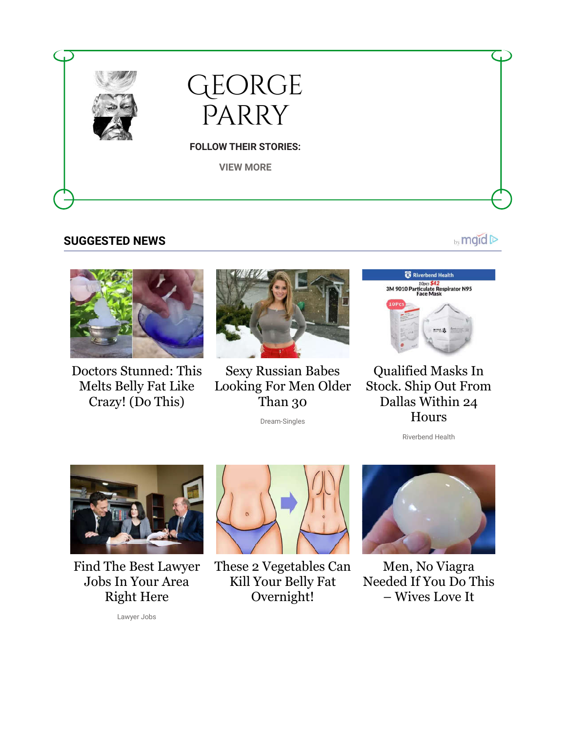# GEORGE PARRY

**FOLLOW THEIR STORIES:**

VIEW MORE

## SUGGESTED NEWS

by mgid

Doctors Stunned: This Melts Belly Fat Like Crazy! (Do This)

Sexy Russian Babes Looking For Men Older Than 30

Dream-Singles

Qualified Masks In Stock. Ship Out From Dallas Within 24 Hours

Riverbend Health

Find The Best Lawyer Jobs In Your Area Right Here

Lawyer Jobs

These 2 Vegetables Can Kill Your Belly Fat Overnight!

Men, No Viagra Needed If You Do This – Wives Love It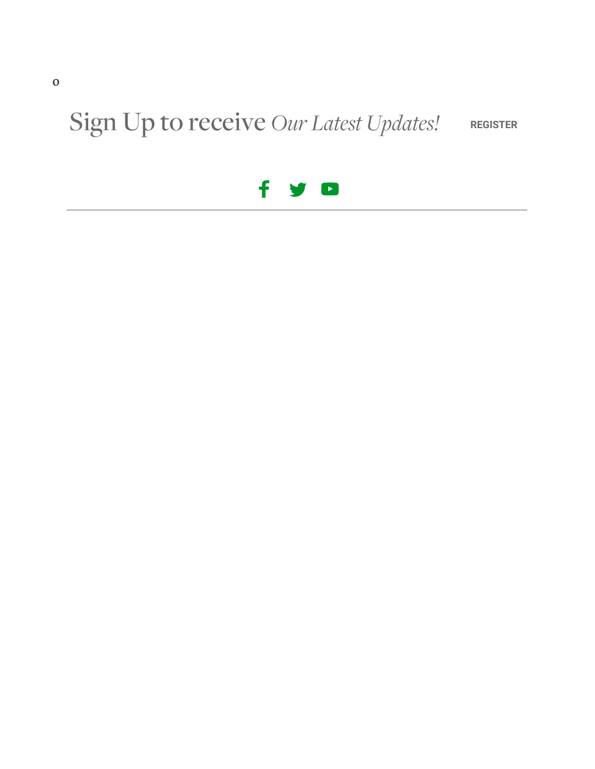0

Sign Up to receive *Our Latest Updates!* **REGISTER**

---